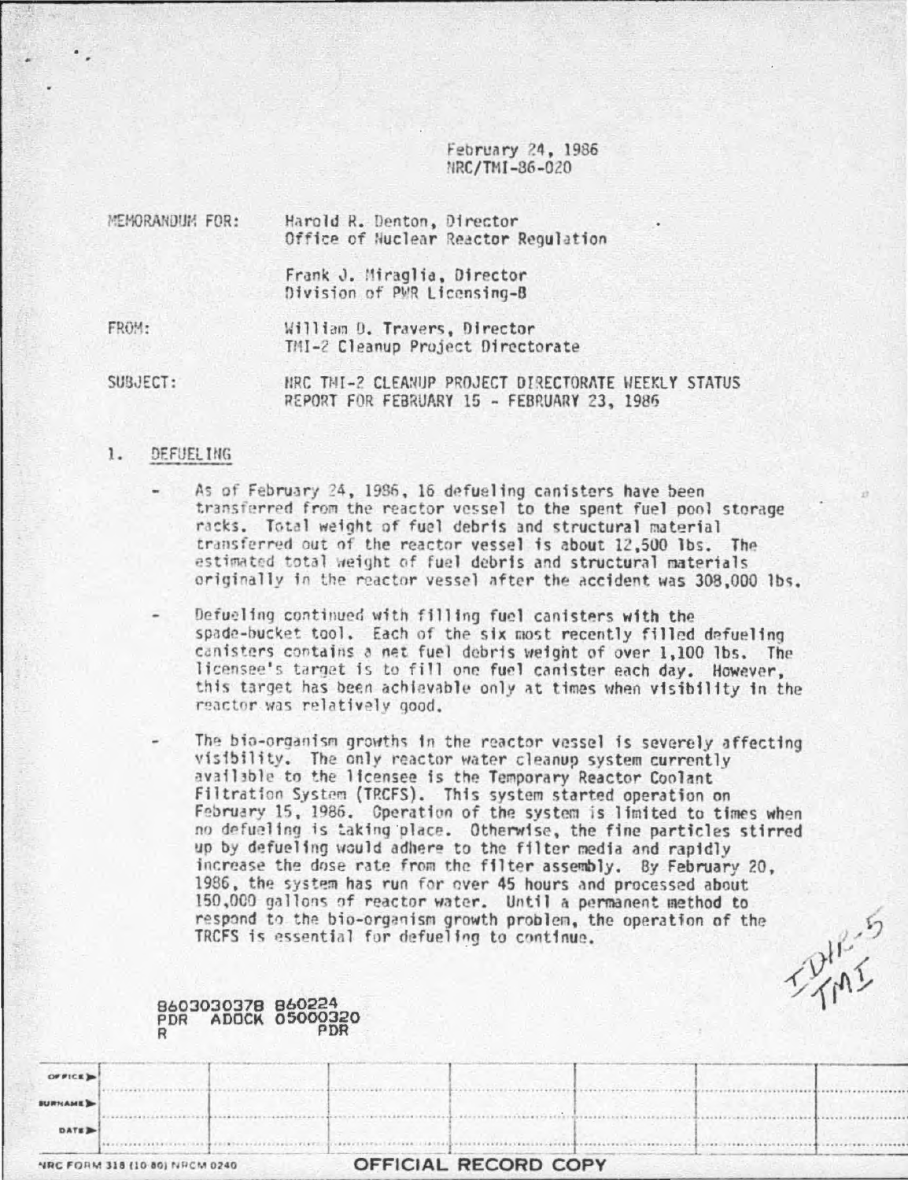February 24, 1986
NRC/TMI-86-020

MEMORANDUM FOR: Harold R. Denton, Director
Office of Nuclear Reactor Regulation

Frank J. Miraglia, Director
Division of PWR Licensing-B

FROM: William D. Travers, Director
TMI-2 Cleanup Project Directorate

SUBJECT: NRC TMI-2 CLEANUP PROJECT DIRECTORATE WEEKLY STATUS REPORT FOR FEBRUARY 15 - FEBRUARY 23, 1986

1. DEFUELING

- As of February 24, 1986, 16 defueling canisters have been transferred from the reactor vessel to the spent fuel pool storage racks. Total weight of fuel debris and structural material transferred out of the reactor vessel is about 12,500 lbs. The estimated total weight of fuel debris and structural materials originally in the reactor vessel after the accident was 308,000 lbs.

- Defueling continued with filling fuel canisters with the spade-bucket tool. Each of the six most recently filled defueling canisters contains a net fuel debris weight of over 1,100 lbs. The licensee's target is to fill one fuel canister each day. However, this target has been achievable only at times when visibility in the reactor was relatively good.

- The bio-organism growths in the reactor vessel is severely affecting visibility. The only reactor water cleanup system currently available to the licensee is the Temporary Reactor Coolant Filtration System (TRCFS). This system started operation on February 15, 1986. Operation of the system is limited to times when no defueling is taking place. Otherwise, the fine particles stirred up by defueling would adhere to the filter media and rapidly increase the dose rate from the filter assembly. By February 20, 1986, the system has run for over 45 hours and processed about 150,000 gallons of reactor water. Until a permanent method to respond to the bio-organism growth problem, the operation of the TRCFS is essential for defueling to continue.

IDR-5
TMI

8603030378 860224
PDR ADOCK 05000320
R PDR

| OFFICE | | | | | | |
|---|---|---|---|---|---|---|
| SURNAME | | | | | | |
| DATE | | | | | | |

NRC FORM 318 (10 80) NRCM 0240 OFFICIAL RECORD COPY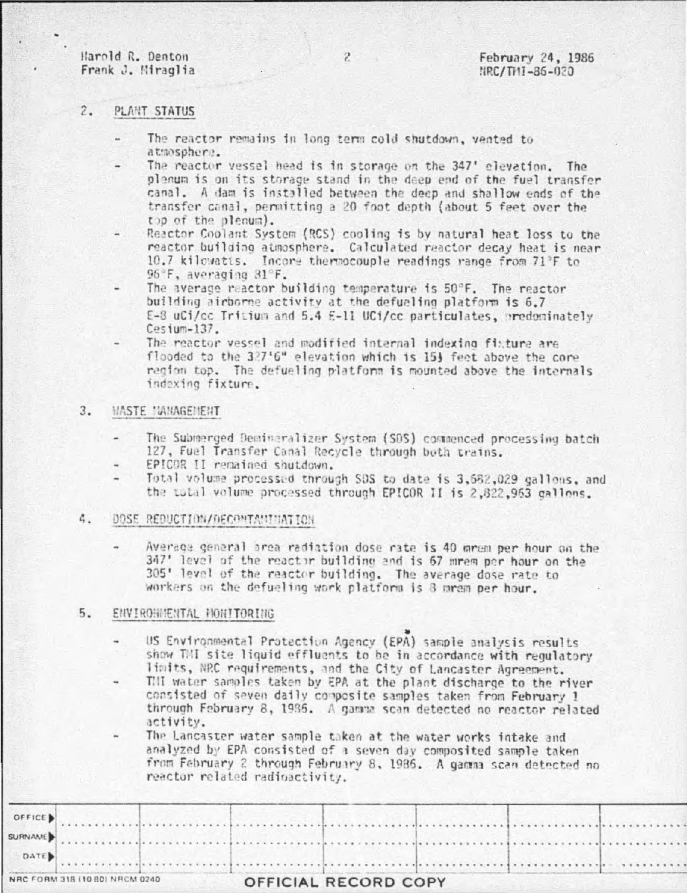Harold R. Denton
Frank J. Miraglia

February 24, 1986
NRC/TMI-86-020

## 2. PLANT STATUS

- The reactor remains in long term cold shutdown, vented to atmosphere.
- The reactor vessel head is in storage on the 347' elevation. The plenum is on its storage stand in the deep end of the fuel transfer canal. A dam is installed between the deep and shallow ends of the transfer canal, permitting a 20 foot depth (about 5 feet over the top of the plenum).
- Reactor Coolant System (RCS) cooling is by natural heat loss to the reactor building atmosphere. Calculated reactor decay heat is near 10.7 kilowatts. Incore thermocouple readings range from 71°F to 96°F, averaging 81°F.
- The average reactor building temperature is 50°F. The reactor building airborne activity at the defueling platform is 6.7 E-8 uCi/cc Tritium and 5.4 E-11 UCi/cc particulates, predominately Cesium-137.
- The reactor vessel and modified internal indexing fixture are flooded to the 327'6" elevation which is 15½ feet above the core region top. The defueling platform is mounted above the internals indexing fixture.

## 3. WASTE MANAGEMENT

- The Submerged Demineralizer System (SDS) commenced processing batch 127, Fuel Transfer Canal Recycle through both trains.
- EPICOR II remained shutdown.
- Total volume processed through SDS to date is 3,682,029 gallons, and the total volume processed through EPICOR II is 2,822,963 gallons.

## 4. DOSE REDUCTION/DECONTAMINATION

- Average general area radiation dose rate is 40 mrem per hour on the 347' level of the reactor building and is 67 mrem per hour on the 305' level of the reactor building. The average dose rate to workers on the defueling work platform is 8 mrem per hour.

## 5. ENVIRONMENTAL MONITORING

- US Environmental Protection Agency (EPA) sample analysis results show TMI site liquid effluents to be in accordance with regulatory limits, NRC requirements, and the City of Lancaster Agreement.
- TMI water samples taken by EPA at the plant discharge to the river consisted of seven daily composite samples taken from February 1 through February 8, 1986. A gamma scan detected no reactor related activity.
- The Lancaster water sample taken at the water works intake and analyzed by EPA consisted of a seven day composited sample taken from February 2 through February 8, 1986. A gamma scan detected no reactor related radioactivity.

| OFFICE ▶ | | | | | | | |
|---|---|---|---|---|---|---|---|
| SURNAME ▶ | | | | | | | |
| DATE ▶ | | | | | | | |

NRC FORM 318 (10 80) NRCM 0240

OFFICIAL RECORD COPY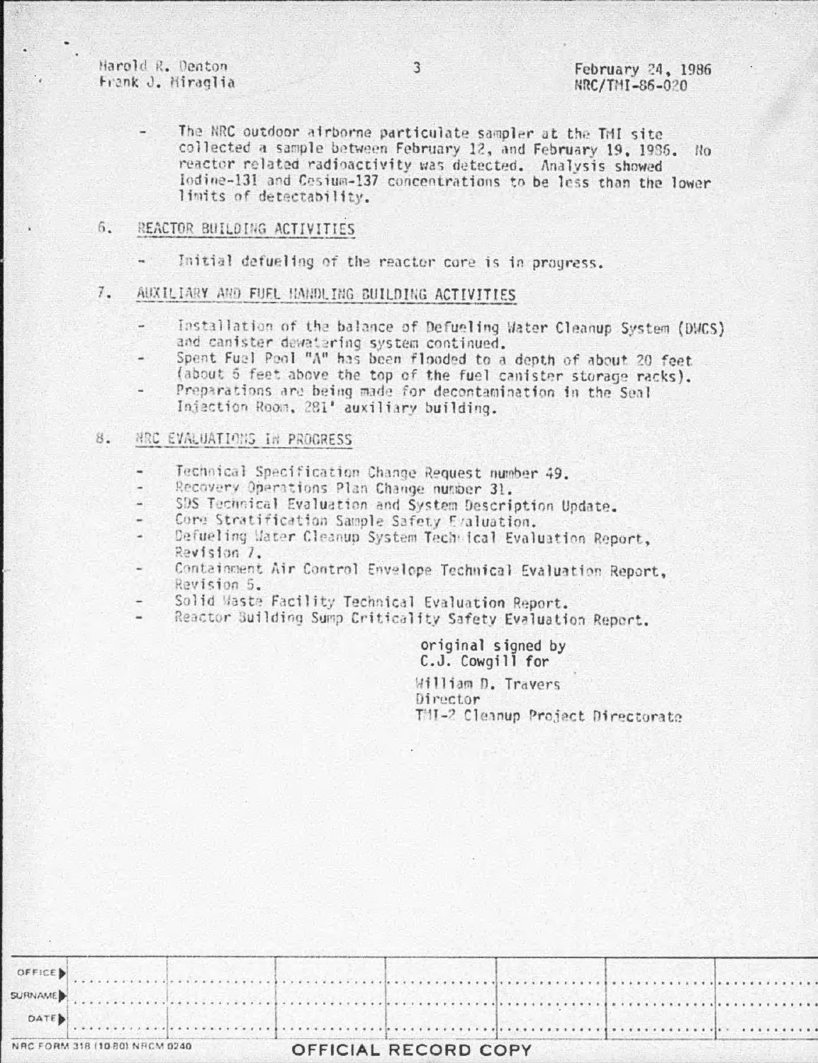- The NRC outdoor airborne particulate sampler at the TMI site collected a sample between February 12, and February 19, 1986. No reactor related radioactivity was detected. Analysis showed Iodine-131 and Cesium-137 concentrations to be less than the lower limits of detectability.

6. REACTOR BUILDING ACTIVITIES

   - Initial defueling of the reactor core is in progress.

7. AUXILIARY AND FUEL HANDLING BUILDING ACTIVITIES

   - Installation of the balance of Defueling Water Cleanup System (DWCS) and canister dewatering system continued.
   - Spent Fuel Pool "A" has been flooded to a depth of about 20 feet (about 5 feet above the top of the fuel canister storage racks).
   - Preparations are being made for decontamination in the Seal Injection Room, 281' auxiliary building.

8. NRC EVALUATIONS IN PROGRESS

   - Technical Specification Change Request number 49.
   - Recovery Operations Plan Change number 31.
   - SDS Technical Evaluation and System Description Update.
   - Core Stratification Sample Safety Evaluation.
   - Defueling Water Cleanup System Technical Evaluation Report, Revision 7.
   - Containment Air Control Envelope Technical Evaluation Report, Revision 5.
   - Solid Waste Facility Technical Evaluation Report.
   - Reactor Building Sump Criticality Safety Evaluation Report.

original signed by
C.J. Cowgill for

William D. Travers
Director
TMI-2 Cleanup Project Directorate

| OFFICE | | | | | | | |
|---|---|---|---|---|---|---|---|
| SURNAME | | | | | | | |
| DATE | | | | | | | |

NRC FORM 318 (10 80) NRCM 0240

OFFICIAL RECORD COPY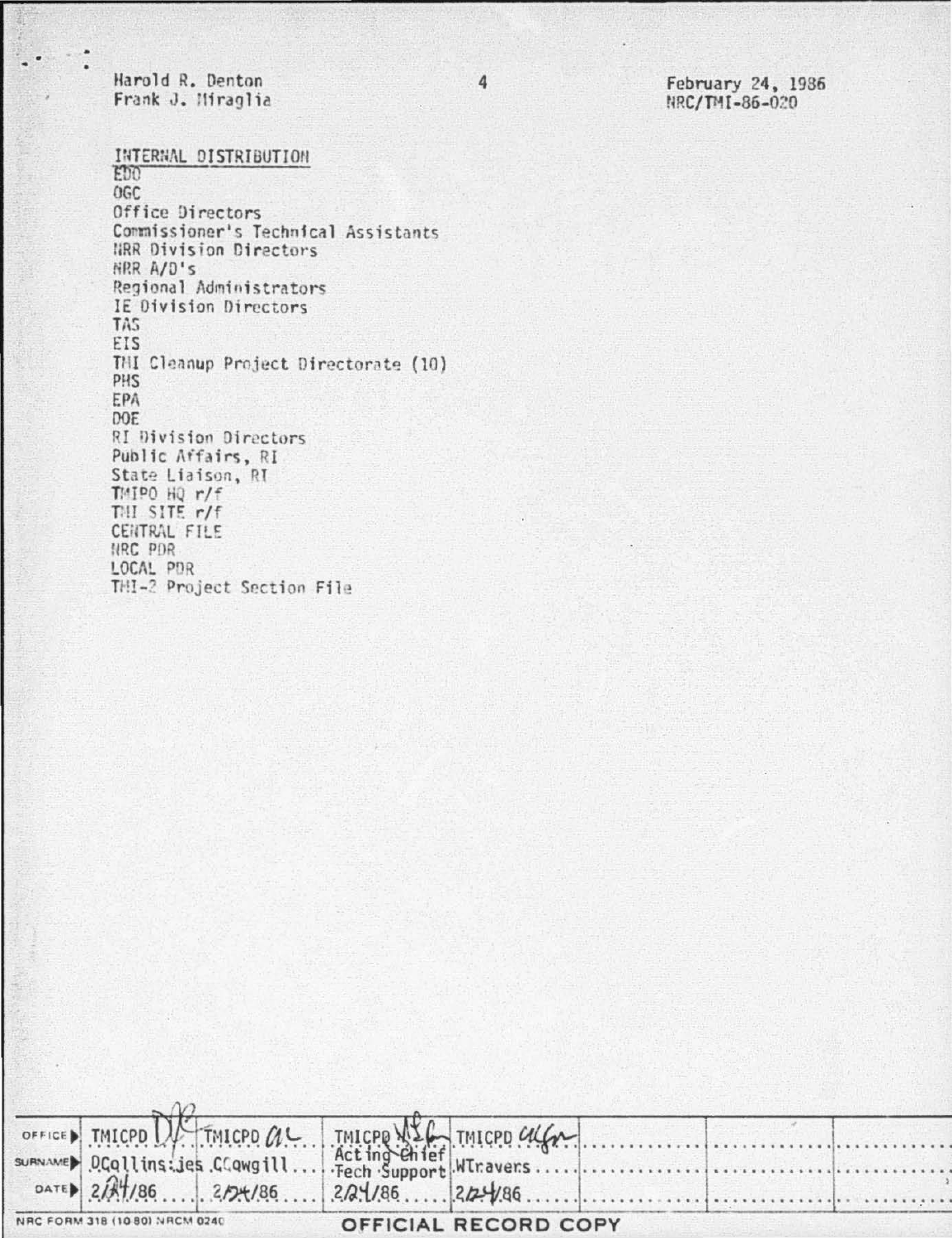Harold R. Denton
Frank J. Miraglia

February 24, 1986
NRC/TMI-86-020

INTERNAL DISTRIBUTION

EDO
OGC
Office Directors
Commissioner's Technical Assistants
NRR Division Directors
NRR A/D's
Regional Administrators
IE Division Directors
TAS
EIS
TMI Cleanup Project Directorate (10)
PHS
EPA
DOE
RI Division Directors
Public Affairs, RI
State Liaison, RI
TMIPO HQ r/f
TMI SITE r/f
CENTRAL FILE
NRC PDR
LOCAL PDR
TMI-2 Project Section File

| OFFICE | TMICPD | TMICPD | TMICPD | TMICPD | | | |
|---|---|---|---|---|---|---|---|
| SURNAME | DCollins:jes | CCowgill | Acting Chief Tech Support | WTravers | | | |
| DATE | 2/24/86 | 2/24/86 | 2/24/86 | 2/24/86 | | | |

NRC FORM 318 (10 80) NRCM 0240

OFFICIAL RECORD COPY